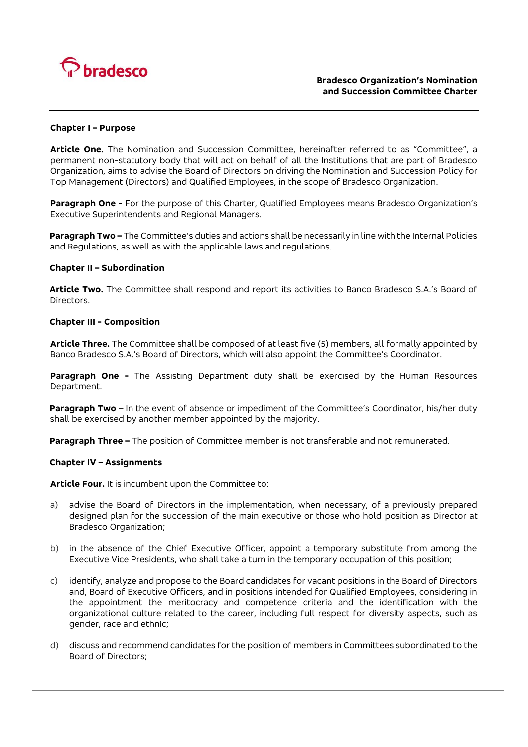# Bradesco Organization's Nomination and Succession Committee Charter

## Chapter I – Purpose

**Article One.** The Nomination and Succession Committee, hereinafter referred to as "Committee", a permanent non-statutory body that will act on behalf of all the Institutions that are part of Bradesco Organization, aims to advise the Board of Directors on driving the Nomination and Succession Policy for Top Management (Directors) and Qualified Employees, in the scope of Bradesco Organization.

**Paragraph One -** For the purpose of this Charter, Qualified Employees means Bradesco Organization's Executive Superintendents and Regional Managers.

**Paragraph Two –** The Committee's duties and actions shall be necessarily in line with the Internal Policies and Regulations, as well as with the applicable laws and regulations.

## Chapter II – Subordination

**Article Two.** The Committee shall respond and report its activities to Banco Bradesco S.A.'s Board of Directors.

## Chapter III - Composition

**Article Three.** The Committee shall be composed of at least five (5) members, all formally appointed by Banco Bradesco S.A.'s Board of Directors, which will also appoint the Committee's Coordinator.

**Paragraph One -** The Assisting Department duty shall be exercised by the Human Resources Department.

**Paragraph Two** – In the event of absence or impediment of the Committee's Coordinator, his/her duty shall be exercised by another member appointed by the majority.

**Paragraph Three –** The position of Committee member is not transferable and not remunerated.

## Chapter IV – Assignments

**Article Four.** It is incumbent upon the Committee to:

a) advise the Board of Directors in the implementation, when necessary, of a previously prepared designed plan for the succession of the main executive or those who hold position as Director at Bradesco Organization;

b) in the absence of the Chief Executive Officer, appoint a temporary substitute from among the Executive Vice Presidents, who shall take a turn in the temporary occupation of this position;

c) identify, analyze and propose to the Board candidates for vacant positions in the Board of Directors and, Board of Executive Officers, and in positions intended for Qualified Employees, considering in the appointment the meritocracy and competence criteria and the identification with the organizational culture related to the career, including full respect for diversity aspects, such as gender, race and ethnic;

d) discuss and recommend candidates for the position of members in Committees subordinated to the Board of Directors;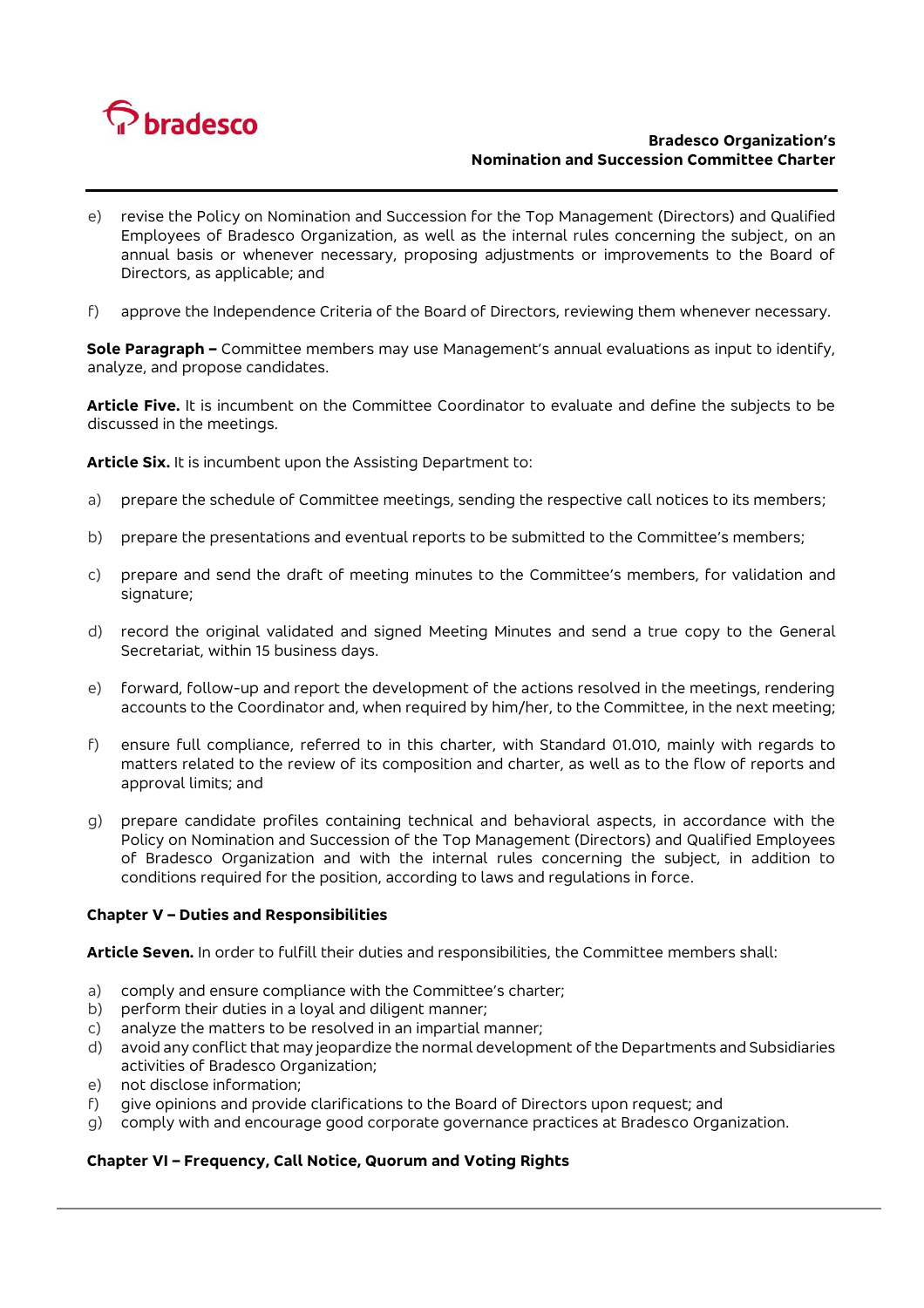e) revise the Policy on Nomination and Succession for the Top Management (Directors) and Qualified Employees of Bradesco Organization, as well as the internal rules concerning the subject, on an annual basis or whenever necessary, proposing adjustments or improvements to the Board of Directors, as applicable; and

f) approve the Independence Criteria of the Board of Directors, reviewing them whenever necessary.

**Sole Paragraph –** Committee members may use Management's annual evaluations as input to identify, analyze, and propose candidates.

**Article Five.** It is incumbent on the Committee Coordinator to evaluate and define the subjects to be discussed in the meetings.

**Article Six.** It is incumbent upon the Assisting Department to:

a) prepare the schedule of Committee meetings, sending the respective call notices to its members;

b) prepare the presentations and eventual reports to be submitted to the Committee's members;

c) prepare and send the draft of meeting minutes to the Committee's members, for validation and signature;

d) record the original validated and signed Meeting Minutes and send a true copy to the General Secretariat, within 15 business days.

e) forward, follow-up and report the development of the actions resolved in the meetings, rendering accounts to the Coordinator and, when required by him/her, to the Committee, in the next meeting;

f) ensure full compliance, referred to in this charter, with Standard 01.010, mainly with regards to matters related to the review of its composition and charter, as well as to the flow of reports and approval limits; and

g) prepare candidate profiles containing technical and behavioral aspects, in accordance with the Policy on Nomination and Succession of the Top Management (Directors) and Qualified Employees of Bradesco Organization and with the internal rules concerning the subject, in addition to conditions required for the position, according to laws and regulations in force.

**Chapter V – Duties and Responsibilities**

**Article Seven.** In order to fulfill their duties and responsibilities, the Committee members shall:

a) comply and ensure compliance with the Committee's charter;
b) perform their duties in a loyal and diligent manner;
c) analyze the matters to be resolved in an impartial manner;
d) avoid any conflict that may jeopardize the normal development of the Departments and Subsidiaries activities of Bradesco Organization;
e) not disclose information;
f) give opinions and provide clarifications to the Board of Directors upon request; and
g) comply with and encourage good corporate governance practices at Bradesco Organization.

**Chapter VI – Frequency, Call Notice, Quorum and Voting Rights**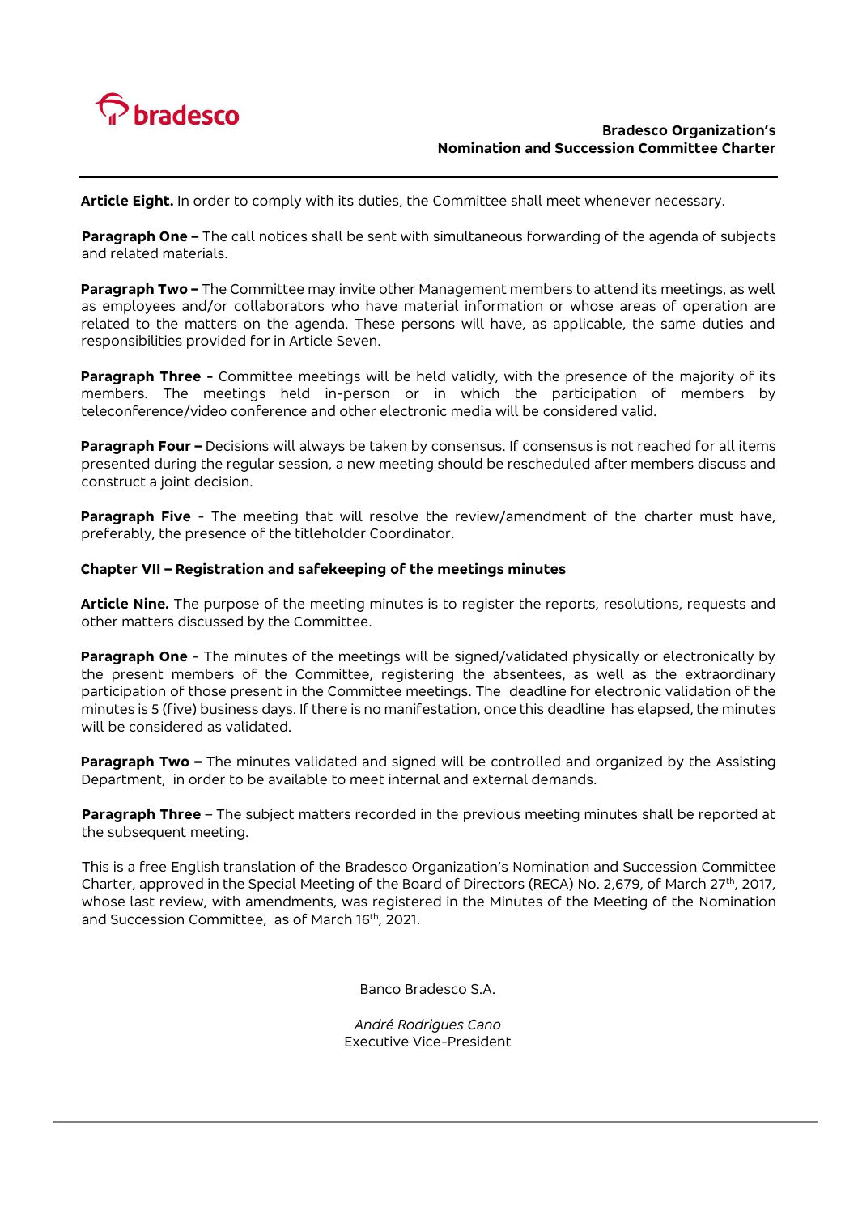**Article Eight.** In order to comply with its duties, the Committee shall meet whenever necessary.

**Paragraph One –** The call notices shall be sent with simultaneous forwarding of the agenda of subjects and related materials.

**Paragraph Two –** The Committee may invite other Management members to attend its meetings, as well as employees and/or collaborators who have material information or whose areas of operation are related to the matters on the agenda. These persons will have, as applicable, the same duties and responsibilities provided for in Article Seven.

**Paragraph Three -** Committee meetings will be held validly, with the presence of the majority of its members. The meetings held in-person or in which the participation of members by teleconference/video conference and other electronic media will be considered valid.

**Paragraph Four –** Decisions will always be taken by consensus. If consensus is not reached for all items presented during the regular session, a new meeting should be rescheduled after members discuss and construct a joint decision.

**Paragraph Five** - The meeting that will resolve the review/amendment of the charter must have, preferably, the presence of the titleholder Coordinator.

**Chapter VII – Registration and safekeeping of the meetings minutes**

**Article Nine.** The purpose of the meeting minutes is to register the reports, resolutions, requests and other matters discussed by the Committee.

**Paragraph One** - The minutes of the meetings will be signed/validated physically or electronically by the present members of the Committee, registering the absentees, as well as the extraordinary participation of those present in the Committee meetings. The deadline for electronic validation of the minutes is 5 (five) business days. If there is no manifestation, once this deadline has elapsed, the minutes will be considered as validated.

**Paragraph Two –** The minutes validated and signed will be controlled and organized by the Assisting Department, in order to be available to meet internal and external demands.

**Paragraph Three** – The subject matters recorded in the previous meeting minutes shall be reported at the subsequent meeting.

This is a free English translation of the Bradesco Organization's Nomination and Succession Committee Charter, approved in the Special Meeting of the Board of Directors (RECA) No. 2,679, of March 27th, 2017, whose last review, with amendments, was registered in the Minutes of the Meeting of the Nomination and Succession Committee, as of March 16th, 2021.

Banco Bradesco S.A.

*André Rodrigues Cano*
Executive Vice-President